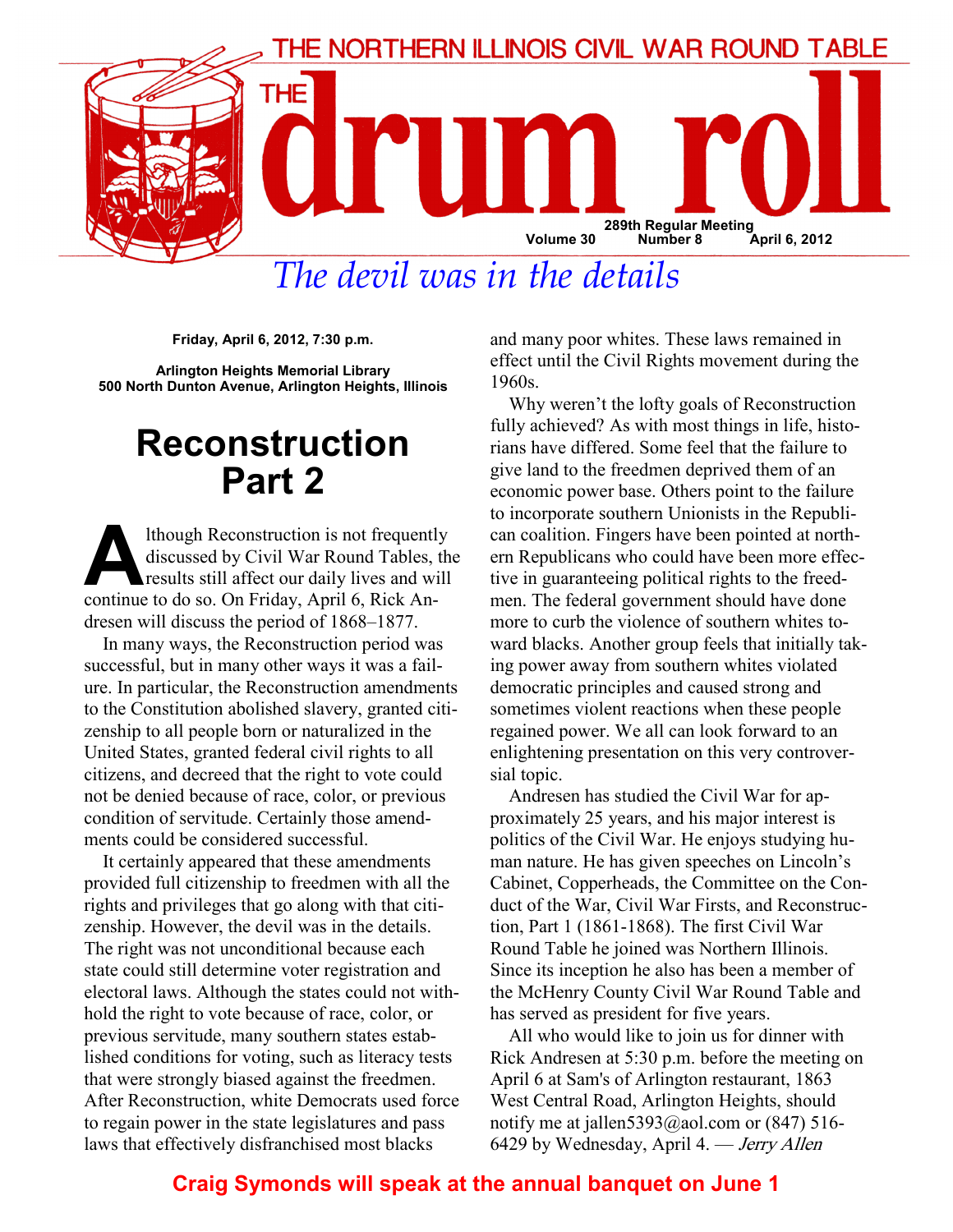# THE NORTHERN ILLINOIS CIVIL WAR ROUND TABLE

# THE drum roll

289th Regular Meeting
Volume 30 Number 8 April 6, 2012

*The devil was in the details*

**Friday, April 6, 2012, 7:30 p.m.**

**Arlington Heights Memorial Library**
**500 North Dunton Avenue, Arlington Heights, Illinois**

## Reconstruction Part 2

Although Reconstruction is not frequently discussed by Civil War Round Tables, the results still affect our daily lives and will continue to do so. On Friday, April 6, Rick Andresen will discuss the period of 1868–1877.

In many ways, the Reconstruction period was successful, but in many other ways it was a failure. In particular, the Reconstruction amendments to the Constitution abolished slavery, granted citizenship to all people born or naturalized in the United States, granted federal civil rights to all citizens, and decreed that the right to vote could not be denied because of race, color, or previous condition of servitude. Certainly those amendments could be considered successful.

It certainly appeared that these amendments provided full citizenship to freedmen with all the rights and privileges that go along with that citizenship. However, the devil was in the details. The right was not unconditional because each state could still determine voter registration and electoral laws. Although the states could not withhold the right to vote because of race, color, or previous servitude, many southern states established conditions for voting, such as literacy tests that were strongly biased against the freedmen. After Reconstruction, white Democrats used force to regain power in the state legislatures and pass laws that effectively disfranchised most blacks and many poor whites. These laws remained in effect until the Civil Rights movement during the 1960s.

Why weren't the lofty goals of Reconstruction fully achieved? As with most things in life, historians have differed. Some feel that the failure to give land to the freedmen deprived them of an economic power base. Others point to the failure to incorporate southern Unionists in the Republican coalition. Fingers have been pointed at northern Republicans who could have been more effective in guaranteeing political rights to the freedmen. The federal government should have done more to curb the violence of southern whites toward blacks. Another group feels that initially taking power away from southern whites violated democratic principles and caused strong and sometimes violent reactions when these people regained power. We all can look forward to an enlightening presentation on this very controversial topic.

Andresen has studied the Civil War for approximately 25 years, and his major interest is politics of the Civil War. He enjoys studying human nature. He has given speeches on Lincoln's Cabinet, Copperheads, the Committee on the Conduct of the War, Civil War Firsts, and Reconstruction, Part 1 (1861-1868). The first Civil War Round Table he joined was Northern Illinois. Since its inception he also has been a member of the McHenry County Civil War Round Table and has served as president for five years.

All who would like to join us for dinner with Rick Andresen at 5:30 p.m. before the meeting on April 6 at Sam's of Arlington restaurant, 1863 West Central Road, Arlington Heights, should notify me at jallen5393@aol.com or (847) 516-6429 by Wednesday, April 4. — *Jerry Allen*

**Craig Symonds will speak at the annual banquet on June 1**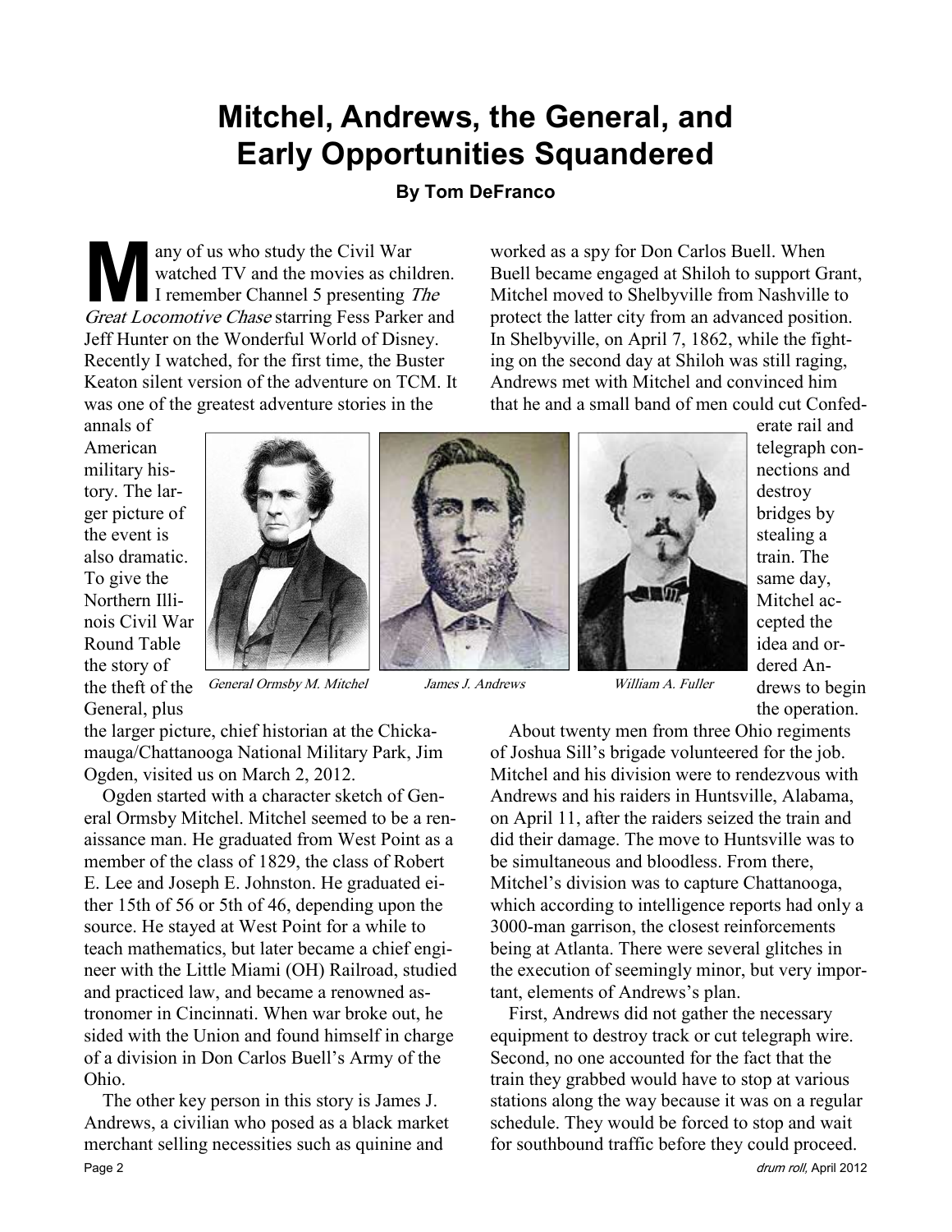# Mitchel, Andrews, the General, and Early Opportunities Squandered

**By Tom DeFranco**

Many of us who study the Civil War watched TV and the movies as children. I remember Channel 5 presenting *The Great Locomotive Chase* starring Fess Parker and Jeff Hunter on the Wonderful World of Disney. Recently I watched, for the first time, the Buster Keaton silent version of the adventure on TCM. It was one of the greatest adventure stories in the annals of American military history. The larger picture of the event is also dramatic. To give the Northern Illinois Civil War Round Table the story of the theft of the General, plus the larger picture, chief historian at the Chickamauga/Chattanooga National Military Park, Jim Ogden, visited us on March 2, 2012.

*General Ormsby M. Mitchel* &nbsp;&nbsp;&nbsp; *James J. Andrews* &nbsp;&nbsp;&nbsp; *William A. Fuller*

Ogden started with a character sketch of General Ormsby Mitchel. Mitchel seemed to be a renaissance man. He graduated from West Point as a member of the class of 1829, the class of Robert E. Lee and Joseph E. Johnston. He graduated either 15th of 56 or 5th of 46, depending upon the source. He stayed at West Point for a while to teach mathematics, but later became a chief engineer with the Little Miami (OH) Railroad, studied and practiced law, and became a renowned astronomer in Cincinnati. When war broke out, he sided with the Union and found himself in charge of a division in Don Carlos Buell's Army of the Ohio.

The other key person in this story is James J. Andrews, a civilian who posed as a black market merchant selling necessities such as quinine and worked as a spy for Don Carlos Buell. When Buell became engaged at Shiloh to support Grant, Mitchel moved to Shelbyville from Nashville to protect the latter city from an advanced position. In Shelbyville, on April 7, 1862, while the fighting on the second day at Shiloh was still raging, Andrews met with Mitchel and convinced him that he and a small band of men could cut Confederate rail and telegraph connections and destroy bridges by stealing a train. The same day, Mitchel accepted the idea and ordered Andrews to begin the operation.

About twenty men from three Ohio regiments of Joshua Sill's brigade volunteered for the job. Mitchel and his division were to rendezvous with Andrews and his raiders in Huntsville, Alabama, on April 11, after the raiders seized the train and did their damage. The move to Huntsville was to be simultaneous and bloodless. From there, Mitchel's division was to capture Chattanooga, which according to intelligence reports had only a 3000-man garrison, the closest reinforcements being at Atlanta. There were several glitches in the execution of seemingly minor, but very important, elements of Andrews's plan.

First, Andrews did not gather the necessary equipment to destroy track or cut telegraph wire. Second, no one accounted for the fact that the train they grabbed would have to stop at various stations along the way because it was on a regular schedule. They would be forced to stop and wait for southbound traffic before they could proceed.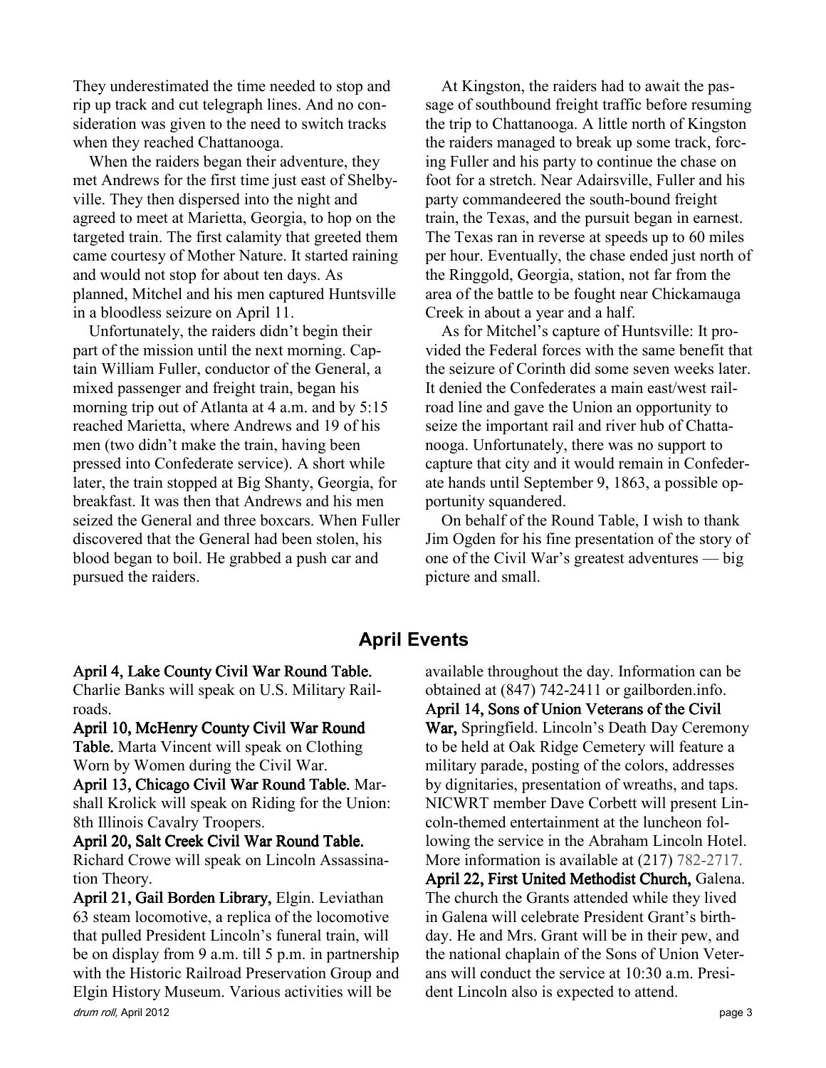They underestimated the time needed to stop and rip up track and cut telegraph lines. And no consideration was given to the need to switch tracks when they reached Chattanooga.

When the raiders began their adventure, they met Andrews for the first time just east of Shelbyville. They then dispersed into the night and agreed to meet at Marietta, Georgia, to hop on the targeted train. The first calamity that greeted them came courtesy of Mother Nature. It started raining and would not stop for about ten days. As planned, Mitchel and his men captured Huntsville in a bloodless seizure on April 11.

Unfortunately, the raiders didn't begin their part of the mission until the next morning. Captain William Fuller, conductor of the General, a mixed passenger and freight train, began his morning trip out of Atlanta at 4 a.m. and by 5:15 reached Marietta, where Andrews and 19 of his men (two didn't make the train, having been pressed into Confederate service). A short while later, the train stopped at Big Shanty, Georgia, for breakfast. It was then that Andrews and his men seized the General and three boxcars. When Fuller discovered that the General had been stolen, his blood began to boil. He grabbed a push car and pursued the raiders.

At Kingston, the raiders had to await the passage of southbound freight traffic before resuming the trip to Chattanooga. A little north of Kingston the raiders managed to break up some track, forcing Fuller and his party to continue the chase on foot for a stretch. Near Adairsville, Fuller and his party commandeered the south-bound freight train, the Texas, and the pursuit began in earnest. The Texas ran in reverse at speeds up to 60 miles per hour. Eventually, the chase ended just north of the Ringgold, Georgia, station, not far from the area of the battle to be fought near Chickamauga Creek in about a year and a half.

As for Mitchel's capture of Huntsville: It provided the Federal forces with the same benefit that the seizure of Corinth did some seven weeks later. It denied the Confederates a main east/west railroad line and gave the Union an opportunity to seize the important rail and river hub of Chattanooga. Unfortunately, there was no support to capture that city and it would remain in Confederate hands until September 9, 1863, a possible opportunity squandered.

On behalf of the Round Table, I wish to thank Jim Ogden for his fine presentation of the story of one of the Civil War's greatest adventures — big picture and small.

## April Events

**April 4, Lake County Civil War Round Table.** Charlie Banks will speak on U.S. Military Railroads.

**April 10, McHenry County Civil War Round Table.** Marta Vincent will speak on Clothing Worn by Women during the Civil War.

**April 13, Chicago Civil War Round Table.** Marshall Krolick will speak on Riding for the Union: 8th Illinois Cavalry Troopers.

**April 20, Salt Creek Civil War Round Table.** Richard Crowe will speak on Lincoln Assassination Theory.

**April 21, Gail Borden Library,** Elgin. Leviathan 63 steam locomotive, a replica of the locomotive that pulled President Lincoln's funeral train, will be on display from 9 a.m. till 5 p.m. in partnership with the Historic Railroad Preservation Group and Elgin History Museum. Various activities will be available throughout the day. Information can be obtained at (847) 742-2411 or gailborden.info.

**April 14, Sons of Union Veterans of the Civil War,** Springfield. Lincoln's Death Day Ceremony to be held at Oak Ridge Cemetery will feature a military parade, posting of the colors, addresses by dignitaries, presentation of wreaths, and taps. NICWRT member Dave Corbett will present Lincoln-themed entertainment at the luncheon following the service in the Abraham Lincoln Hotel. More information is available at (217) 782-2717.

**April 22, First United Methodist Church,** Galena. The church the Grants attended while they lived in Galena will celebrate President Grant's birthday. He and Mrs. Grant will be in their pew, and the national chaplain of the Sons of Union Veterans will conduct the service at 10:30 a.m. President Lincoln also is expected to attend.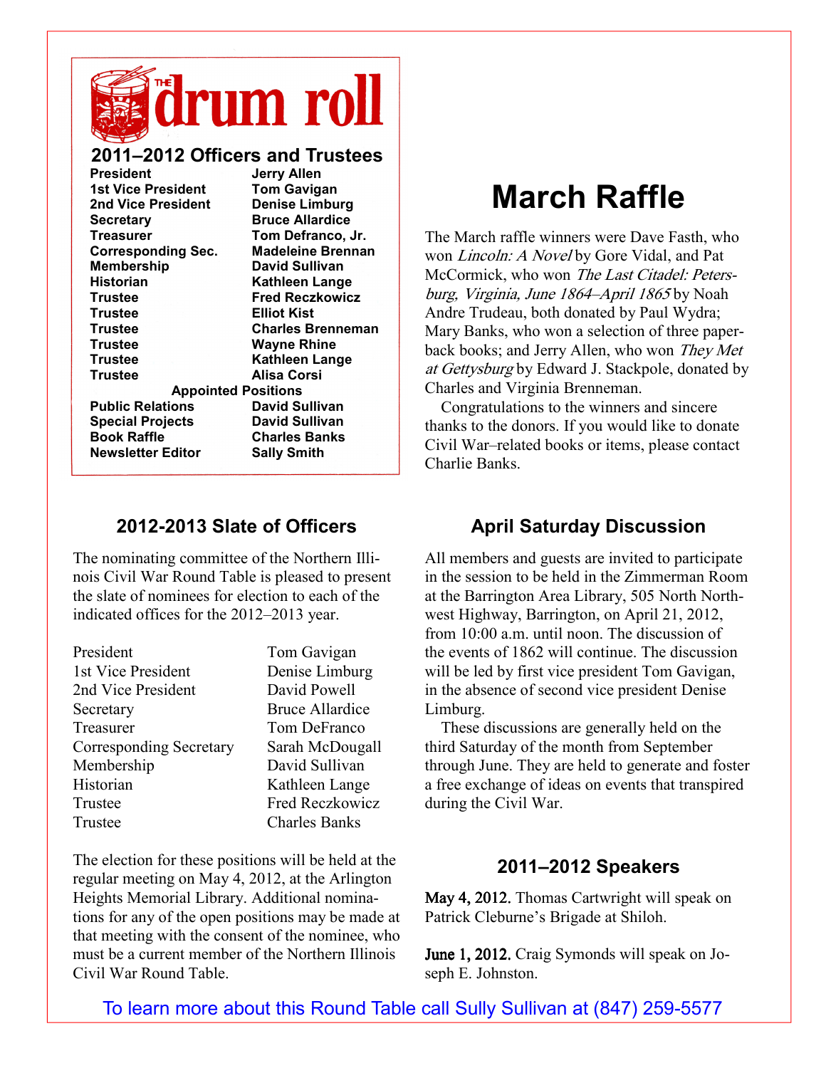# THE drum roll

## 2011–2012 Officers and Trustees

| | |
|---|---|
| **President** | **Jerry Allen** |
| **1st Vice President** | **Tom Gavigan** |
| **2nd Vice President** | **Denise Limburg** |
| **Secretary** | **Bruce Allardice** |
| **Treasurer** | **Tom Defranco, Jr.** |
| **Corresponding Sec.** | **Madeleine Brennan** |
| **Membership** | **David Sullivan** |
| **Historian** | **Kathleen Lange** |
| **Trustee** | **Fred Reczkowicz** |
| **Trustee** | **Elliot Kist** |
| **Trustee** | **Charles Brenneman** |
| **Trustee** | **Wayne Rhine** |
| **Trustee** | **Kathleen Lange** |
| **Trustee** | **Alisa Corsi** |
| **Appointed Positions** | |
| **Public Relations** | **David Sullivan** |
| **Special Projects** | **David Sullivan** |
| **Book Raffle** | **Charles Banks** |
| **Newsletter Editor** | **Sally Smith** |

# March Raffle

The March raffle winners were Dave Fasth, who won *Lincoln: A Novel* by Gore Vidal, and Pat McCormick, who won *The Last Citadel: Petersburg, Virginia, June 1864–April 1865* by Noah Andre Trudeau, both donated by Paul Wydra; Mary Banks, who won a selection of three paperback books; and Jerry Allen, who won *They Met at Gettysburg* by Edward J. Stackpole, donated by Charles and Virginia Brenneman.

Congratulations to the winners and sincere thanks to the donors. If you would like to donate Civil War–related books or items, please contact Charlie Banks.

## 2012-2013 Slate of Officers

The nominating committee of the Northern Illinois Civil War Round Table is pleased to present the slate of nominees for election to each of the indicated offices for the 2012–2013 year.

| | |
|---|---|
| President | Tom Gavigan |
| 1st Vice President | Denise Limburg |
| 2nd Vice President | David Powell |
| Secretary | Bruce Allardice |
| Treasurer | Tom DeFranco |
| Corresponding Secretary | Sarah McDougall |
| Membership | David Sullivan |
| Historian | Kathleen Lange |
| Trustee | Fred Reczkowicz |
| Trustee | Charles Banks |

The election for these positions will be held at the regular meeting on May 4, 2012, at the Arlington Heights Memorial Library. Additional nominations for any of the open positions may be made at that meeting with the consent of the nominee, who must be a current member of the Northern Illinois Civil War Round Table.

## April Saturday Discussion

All members and guests are invited to participate in the session to be held in the Zimmerman Room at the Barrington Area Library, 505 North Northwest Highway, Barrington, on April 21, 2012, from 10:00 a.m. until noon. The discussion of the events of 1862 will continue. The discussion will be led by first vice president Tom Gavigan, in the absence of second vice president Denise Limburg.

These discussions are generally held on the third Saturday of the month from September through June. They are held to generate and foster a free exchange of ideas on events that transpired during the Civil War.

## 2011–2012 Speakers

**May 4, 2012.** Thomas Cartwright will speak on Patrick Cleburne's Brigade at Shiloh.

**June 1, 2012.** Craig Symonds will speak on Joseph E. Johnston.

To learn more about this Round Table call Sully Sullivan at (847) 259-5577